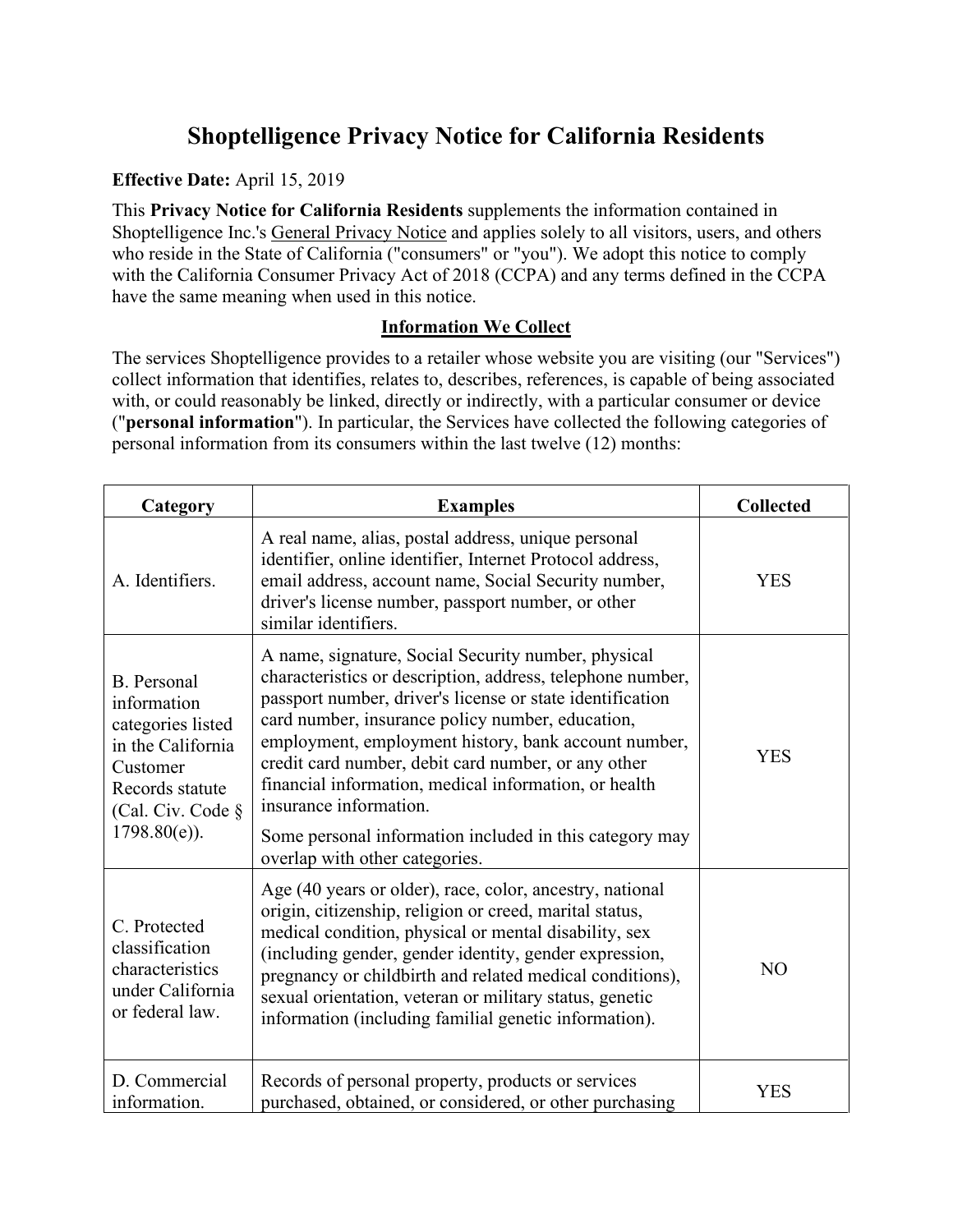# Shoptelligence Privacy Notice for California Residents

**Effective Date:** April 15, 2019

This **Privacy Notice for California Residents** supplements the information contained in Shoptelligence Inc.'s General Privacy Notice and applies solely to all visitors, users, and others who reside in the State of California ("consumers" or "you"). We adopt this notice to comply with the California Consumer Privacy Act of 2018 (CCPA) and any terms defined in the CCPA have the same meaning when used in this notice.

## Information We Collect

The services Shoptelligence provides to a retailer whose website you are visiting (our "Services") collect information that identifies, relates to, describes, references, is capable of being associated with, or could reasonably be linked, directly or indirectly, with a particular consumer or device ("**personal information**"). In particular, the Services have collected the following categories of personal information from its consumers within the last twelve (12) months:

| Category | Examples | Collected |
|---|---|---|
| A. Identifiers. | A real name, alias, postal address, unique personal identifier, online identifier, Internet Protocol address, email address, account name, Social Security number, driver's license number, passport number, or other similar identifiers. | YES |
| B. Personal information categories listed in the California Customer Records statute (Cal. Civ. Code § 1798.80(e)). | A name, signature, Social Security number, physical characteristics or description, address, telephone number, passport number, driver's license or state identification card number, insurance policy number, education, employment, employment history, bank account number, credit card number, debit card number, or any other financial information, medical information, or health insurance information. Some personal information included in this category may overlap with other categories. | YES |
| C. Protected classification characteristics under California or federal law. | Age (40 years or older), race, color, ancestry, national origin, citizenship, religion or creed, marital status, medical condition, physical or mental disability, sex (including gender, gender identity, gender expression, pregnancy or childbirth and related medical conditions), sexual orientation, veteran or military status, genetic information (including familial genetic information). | NO |
| D. Commercial information. | Records of personal property, products or services purchased, obtained, or considered, or other purchasing | YES |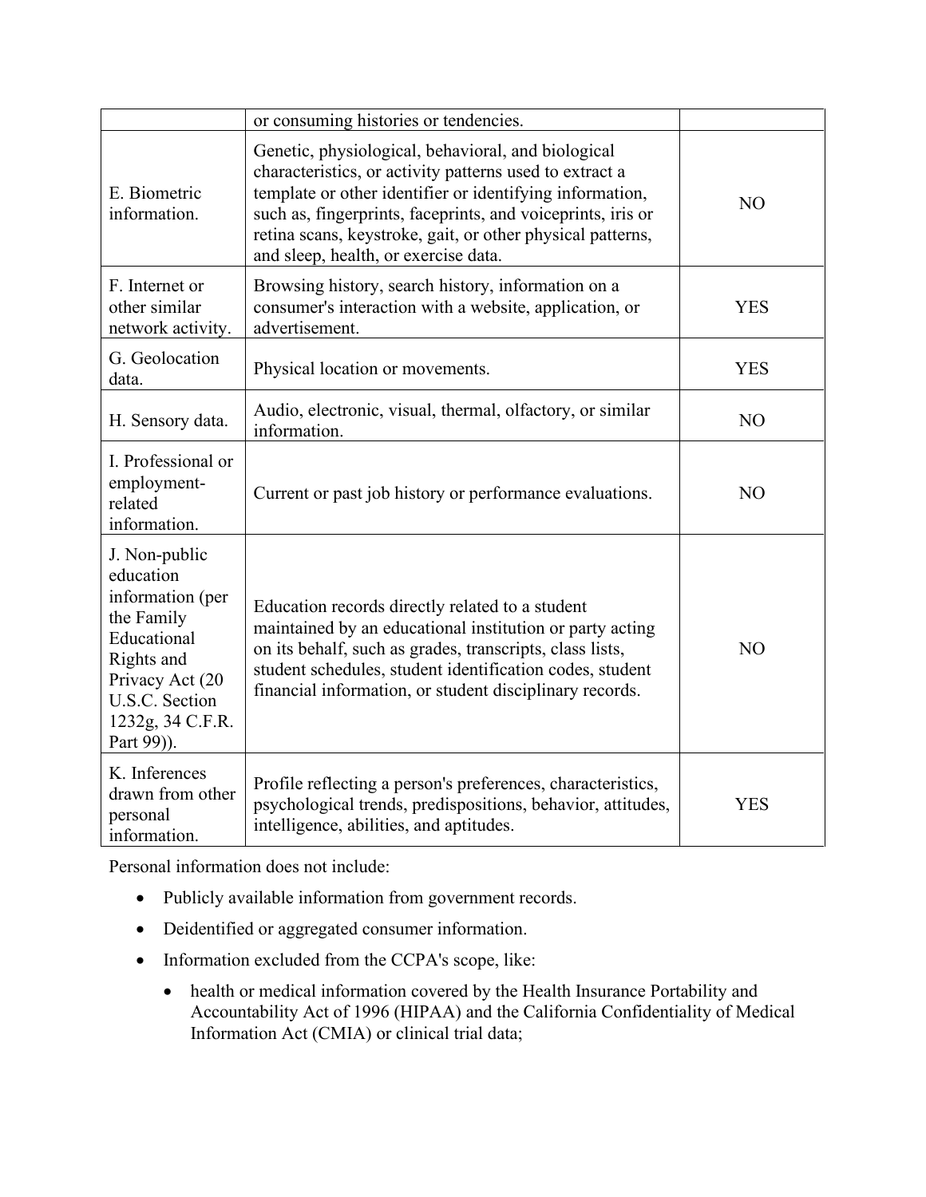| | | |
|---|---|---|
| | or consuming histories or tendencies. | |
| E. Biometric information. | Genetic, physiological, behavioral, and biological characteristics, or activity patterns used to extract a template or other identifier or identifying information, such as, fingerprints, faceprints, and voiceprints, iris or retina scans, keystroke, gait, or other physical patterns, and sleep, health, or exercise data. | NO |
| F. Internet or other similar network activity. | Browsing history, search history, information on a consumer's interaction with a website, application, or advertisement. | YES |
| G. Geolocation data. | Physical location or movements. | YES |
| H. Sensory data. | Audio, electronic, visual, thermal, olfactory, or similar information. | NO |
| I. Professional or employment-related information. | Current or past job history or performance evaluations. | NO |
| J. Non-public education information (per the Family Educational Rights and Privacy Act (20 U.S.C. Section 1232g, 34 C.F.R. Part 99)). | Education records directly related to a student maintained by an educational institution or party acting on its behalf, such as grades, transcripts, class lists, student schedules, student identification codes, student financial information, or student disciplinary records. | NO |
| K. Inferences drawn from other personal information. | Profile reflecting a person's preferences, characteristics, psychological trends, predispositions, behavior, attitudes, intelligence, abilities, and aptitudes. | YES |

Personal information does not include:

- Publicly available information from government records.
- Deidentified or aggregated consumer information.
- Information excluded from the CCPA's scope, like:
  - health or medical information covered by the Health Insurance Portability and Accountability Act of 1996 (HIPAA) and the California Confidentiality of Medical Information Act (CMIA) or clinical trial data;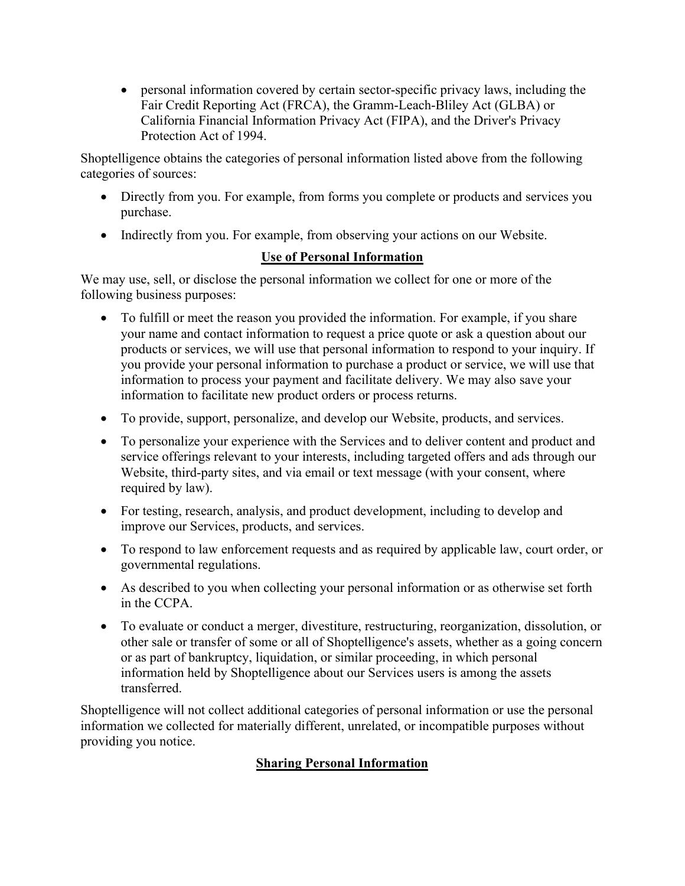- personal information covered by certain sector-specific privacy laws, including the Fair Credit Reporting Act (FRCA), the Gramm-Leach-Bliley Act (GLBA) or California Financial Information Privacy Act (FIPA), and the Driver's Privacy Protection Act of 1994.

Shoptelligence obtains the categories of personal information listed above from the following categories of sources:

- Directly from you. For example, from forms you complete or products and services you purchase.
- Indirectly from you. For example, from observing your actions on our Website.

## Use of Personal Information

We may use, sell, or disclose the personal information we collect for one or more of the following business purposes:

- To fulfill or meet the reason you provided the information. For example, if you share your name and contact information to request a price quote or ask a question about our products or services, we will use that personal information to respond to your inquiry. If you provide your personal information to purchase a product or service, we will use that information to process your payment and facilitate delivery. We may also save your information to facilitate new product orders or process returns.
- To provide, support, personalize, and develop our Website, products, and services.
- To personalize your experience with the Services and to deliver content and product and service offerings relevant to your interests, including targeted offers and ads through our Website, third-party sites, and via email or text message (with your consent, where required by law).
- For testing, research, analysis, and product development, including to develop and improve our Services, products, and services.
- To respond to law enforcement requests and as required by applicable law, court order, or governmental regulations.
- As described to you when collecting your personal information or as otherwise set forth in the CCPA.
- To evaluate or conduct a merger, divestiture, restructuring, reorganization, dissolution, or other sale or transfer of some or all of Shoptelligence's assets, whether as a going concern or as part of bankruptcy, liquidation, or similar proceeding, in which personal information held by Shoptelligence about our Services users is among the assets transferred.

Shoptelligence will not collect additional categories of personal information or use the personal information we collected for materially different, unrelated, or incompatible purposes without providing you notice.

## Sharing Personal Information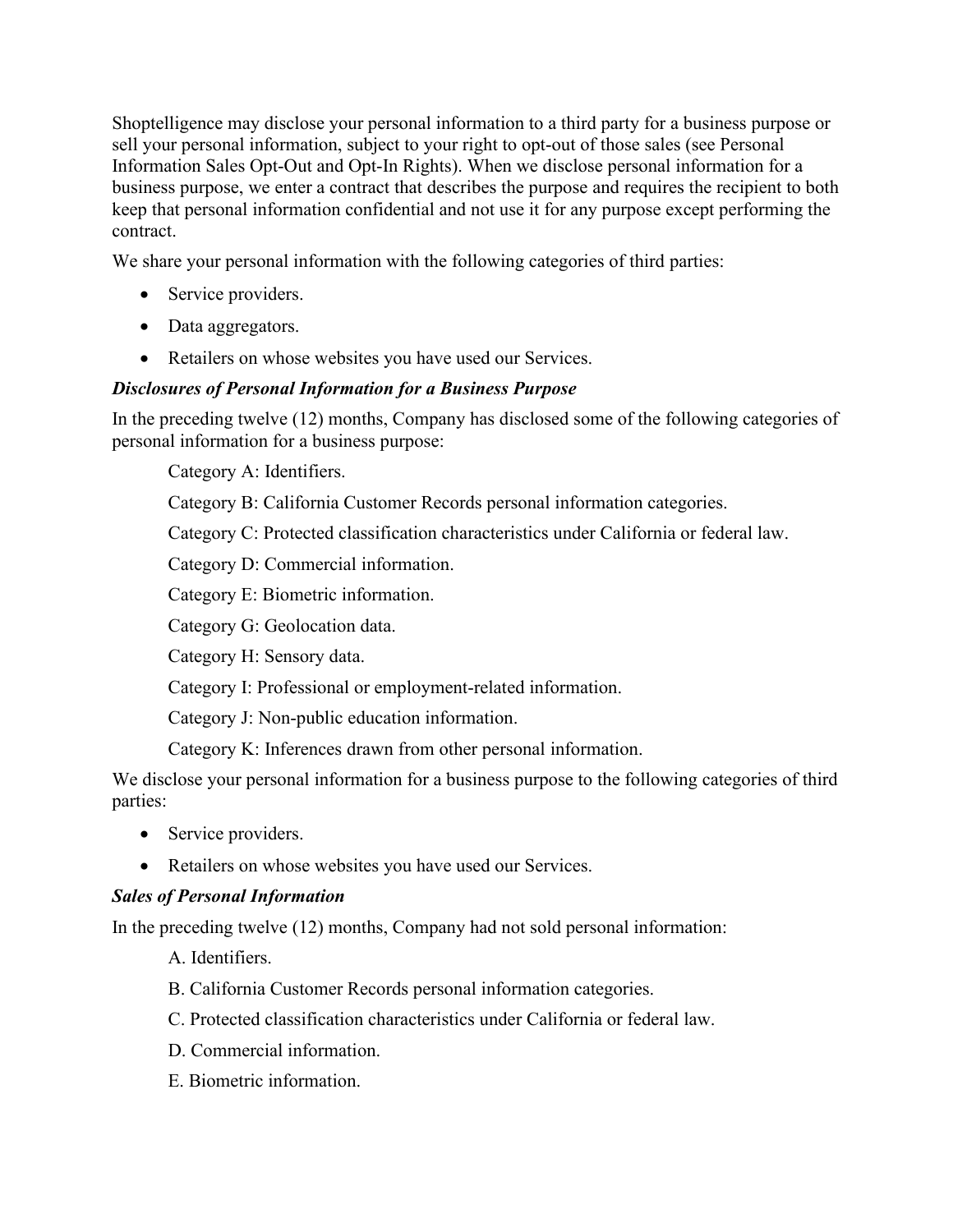Shoptelligence may disclose your personal information to a third party for a business purpose or sell your personal information, subject to your right to opt-out of those sales (see Personal Information Sales Opt-Out and Opt-In Rights). When we disclose personal information for a business purpose, we enter a contract that describes the purpose and requires the recipient to both keep that personal information confidential and not use it for any purpose except performing the contract.

We share your personal information with the following categories of third parties:

- Service providers.
- Data aggregators.
- Retailers on whose websites you have used our Services.

***Disclosures of Personal Information for a Business Purpose***

In the preceding twelve (12) months, Company has disclosed some of the following categories of personal information for a business purpose:

Category A: Identifiers.

Category B: California Customer Records personal information categories.

Category C: Protected classification characteristics under California or federal law.

Category D: Commercial information.

Category E: Biometric information.

Category G: Geolocation data.

Category H: Sensory data.

Category I: Professional or employment-related information.

Category J: Non-public education information.

Category K: Inferences drawn from other personal information.

We disclose your personal information for a business purpose to the following categories of third parties:

- Service providers.
- Retailers on whose websites you have used our Services.

***Sales of Personal Information***

In the preceding twelve (12) months, Company had not sold personal information:

A. Identifiers.

B. California Customer Records personal information categories.

C. Protected classification characteristics under California or federal law.

D. Commercial information.

E. Biometric information.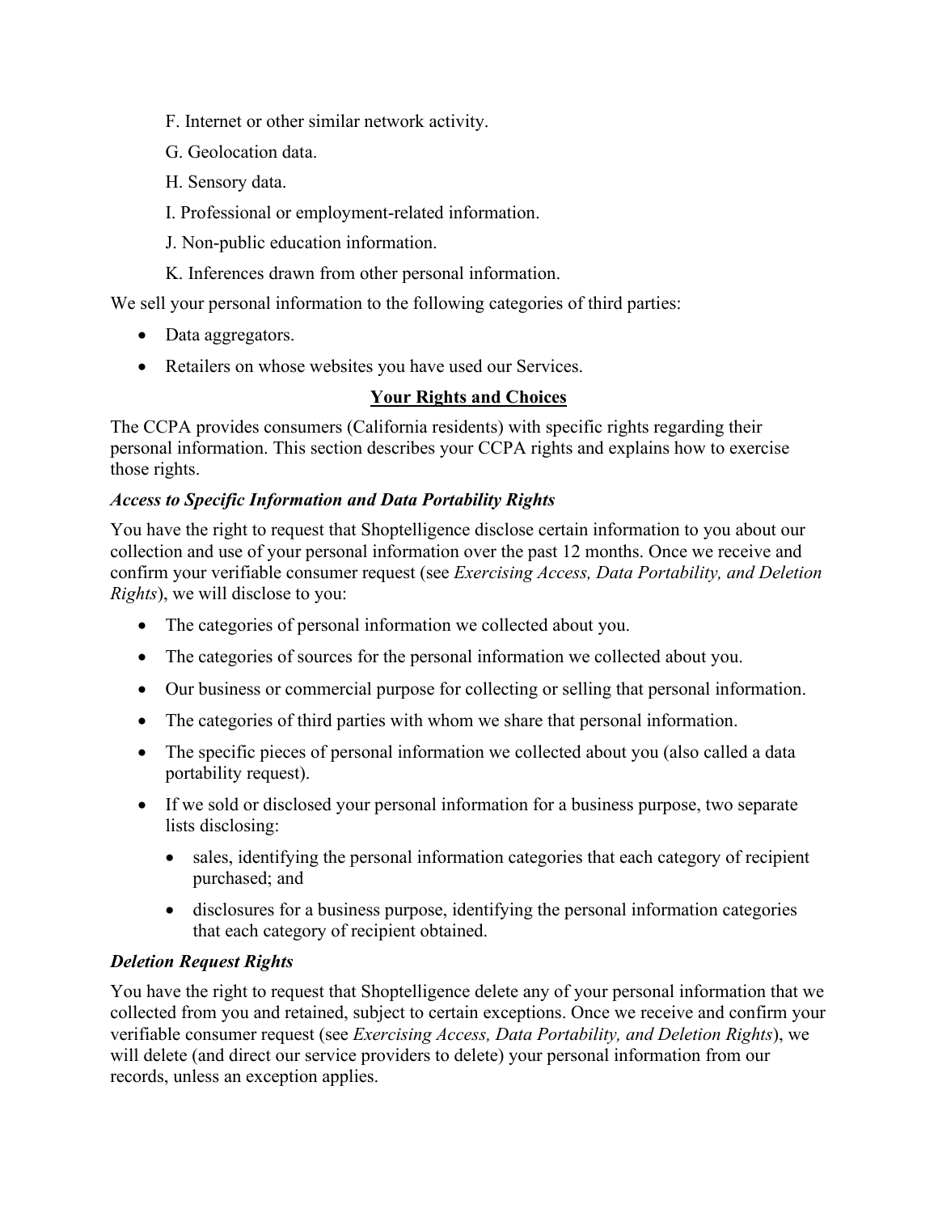F. Internet or other similar network activity.

G. Geolocation data.

H. Sensory data.

I. Professional or employment-related information.

J. Non-public education information.

K. Inferences drawn from other personal information.

We sell your personal information to the following categories of third parties:

- Data aggregators.
- Retailers on whose websites you have used our Services.

## Your Rights and Choices

The CCPA provides consumers (California residents) with specific rights regarding their personal information. This section describes your CCPA rights and explains how to exercise those rights.

### *Access to Specific Information and Data Portability Rights*

You have the right to request that Shoptelligence disclose certain information to you about our collection and use of your personal information over the past 12 months. Once we receive and confirm your verifiable consumer request (see *Exercising Access, Data Portability, and Deletion Rights*), we will disclose to you:

- The categories of personal information we collected about you.
- The categories of sources for the personal information we collected about you.
- Our business or commercial purpose for collecting or selling that personal information.
- The categories of third parties with whom we share that personal information.
- The specific pieces of personal information we collected about you (also called a data portability request).
- If we sold or disclosed your personal information for a business purpose, two separate lists disclosing:
  - sales, identifying the personal information categories that each category of recipient purchased; and
  - disclosures for a business purpose, identifying the personal information categories that each category of recipient obtained.

### *Deletion Request Rights*

You have the right to request that Shoptelligence delete any of your personal information that we collected from you and retained, subject to certain exceptions. Once we receive and confirm your verifiable consumer request (see *Exercising Access, Data Portability, and Deletion Rights*), we will delete (and direct our service providers to delete) your personal information from our records, unless an exception applies.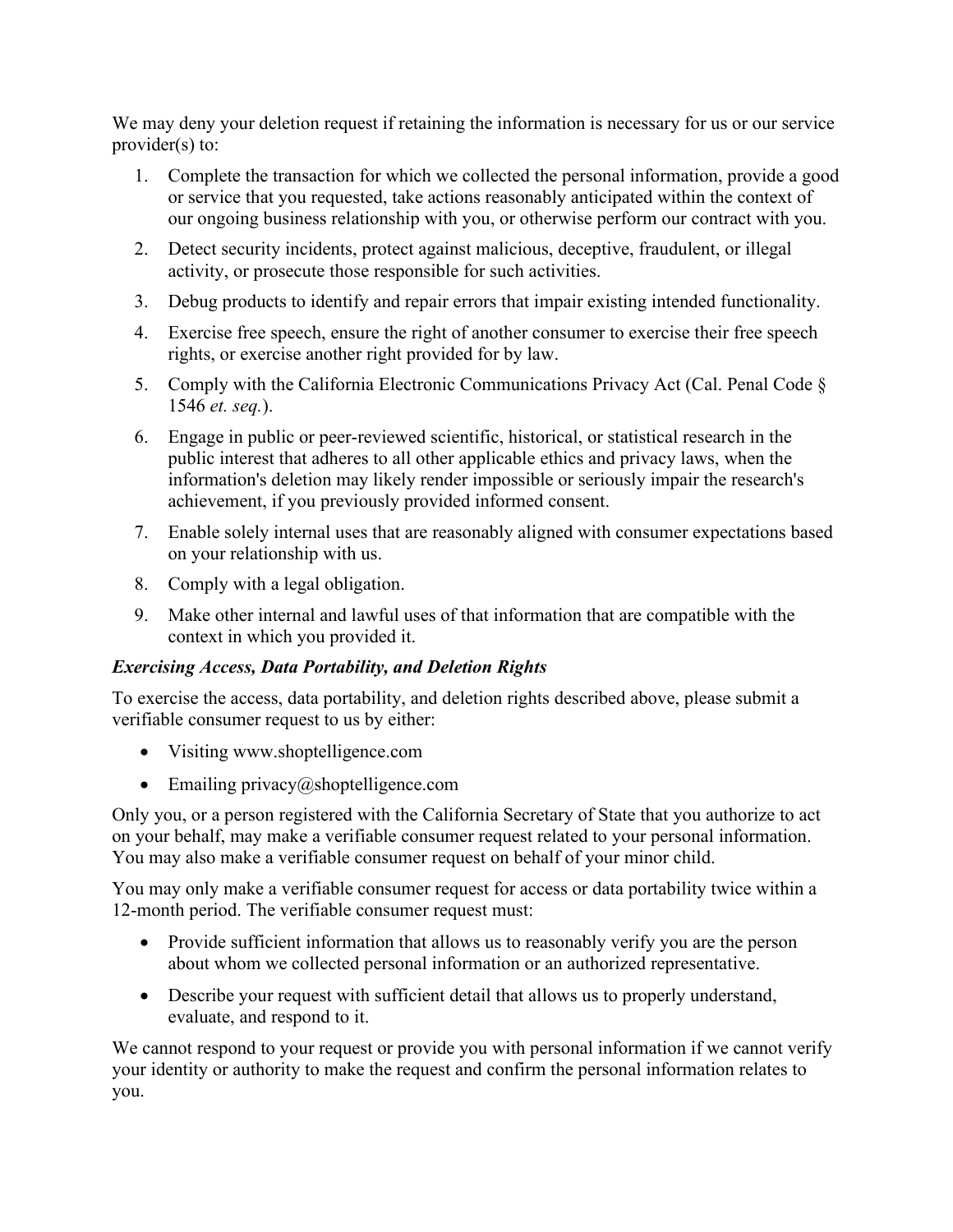We may deny your deletion request if retaining the information is necessary for us or our service provider(s) to:

1. Complete the transaction for which we collected the personal information, provide a good or service that you requested, take actions reasonably anticipated within the context of our ongoing business relationship with you, or otherwise perform our contract with you.
2. Detect security incidents, protect against malicious, deceptive, fraudulent, or illegal activity, or prosecute those responsible for such activities.
3. Debug products to identify and repair errors that impair existing intended functionality.
4. Exercise free speech, ensure the right of another consumer to exercise their free speech rights, or exercise another right provided for by law.
5. Comply with the California Electronic Communications Privacy Act (Cal. Penal Code § 1546 *et. seq.*).
6. Engage in public or peer-reviewed scientific, historical, or statistical research in the public interest that adheres to all other applicable ethics and privacy laws, when the information's deletion may likely render impossible or seriously impair the research's achievement, if you previously provided informed consent.
7. Enable solely internal uses that are reasonably aligned with consumer expectations based on your relationship with us.
8. Comply with a legal obligation.
9. Make other internal and lawful uses of that information that are compatible with the context in which you provided it.

***Exercising Access, Data Portability, and Deletion Rights***

To exercise the access, data portability, and deletion rights described above, please submit a verifiable consumer request to us by either:

- Visiting www.shoptelligence.com
- Emailing privacy@shoptelligence.com

Only you, or a person registered with the California Secretary of State that you authorize to act on your behalf, may make a verifiable consumer request related to your personal information. You may also make a verifiable consumer request on behalf of your minor child.

You may only make a verifiable consumer request for access or data portability twice within a 12-month period. The verifiable consumer request must:

- Provide sufficient information that allows us to reasonably verify you are the person about whom we collected personal information or an authorized representative.
- Describe your request with sufficient detail that allows us to properly understand, evaluate, and respond to it.

We cannot respond to your request or provide you with personal information if we cannot verify your identity or authority to make the request and confirm the personal information relates to you.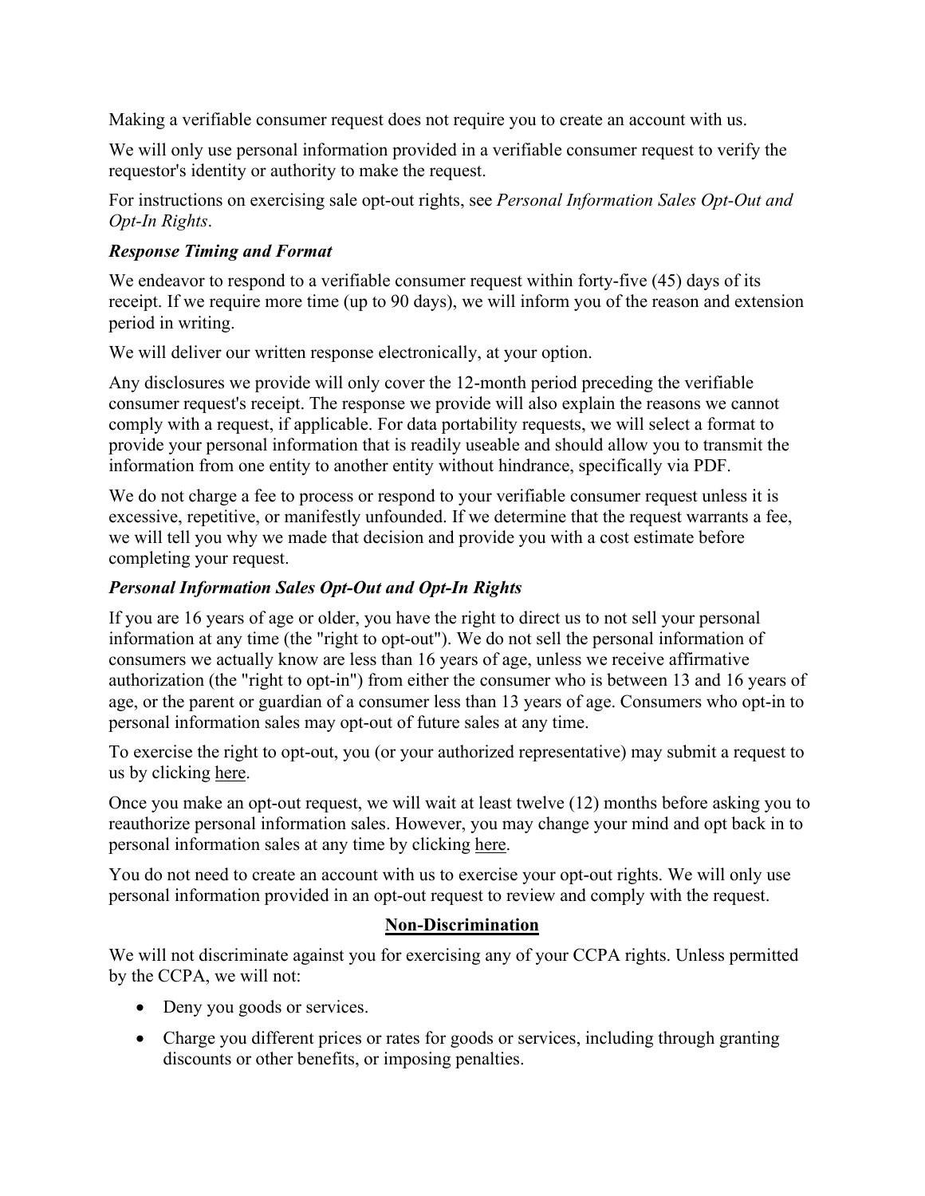Making a verifiable consumer request does not require you to create an account with us.

We will only use personal information provided in a verifiable consumer request to verify the requestor's identity or authority to make the request.

For instructions on exercising sale opt-out rights, see *Personal Information Sales Opt-Out and Opt-In Rights*.

***Response Timing and Format***

We endeavor to respond to a verifiable consumer request within forty-five (45) days of its receipt. If we require more time (up to 90 days), we will inform you of the reason and extension period in writing.

We will deliver our written response electronically, at your option.

Any disclosures we provide will only cover the 12-month period preceding the verifiable consumer request's receipt. The response we provide will also explain the reasons we cannot comply with a request, if applicable. For data portability requests, we will select a format to provide your personal information that is readily useable and should allow you to transmit the information from one entity to another entity without hindrance, specifically via PDF.

We do not charge a fee to process or respond to your verifiable consumer request unless it is excessive, repetitive, or manifestly unfounded. If we determine that the request warrants a fee, we will tell you why we made that decision and provide you with a cost estimate before completing your request.

***Personal Information Sales Opt-Out and Opt-In Rights***

If you are 16 years of age or older, you have the right to direct us to not sell your personal information at any time (the "right to opt-out"). We do not sell the personal information of consumers we actually know are less than 16 years of age, unless we receive affirmative authorization (the "right to opt-in") from either the consumer who is between 13 and 16 years of age, or the parent or guardian of a consumer less than 13 years of age. Consumers who opt-in to personal information sales may opt-out of future sales at any time.

To exercise the right to opt-out, you (or your authorized representative) may submit a request to us by clicking here.

Once you make an opt-out request, we will wait at least twelve (12) months before asking you to reauthorize personal information sales. However, you may change your mind and opt back in to personal information sales at any time by clicking here.

You do not need to create an account with us to exercise your opt-out rights. We will only use personal information provided in an opt-out request to review and comply with the request.

## Non-Discrimination

We will not discriminate against you for exercising any of your CCPA rights. Unless permitted by the CCPA, we will not:

- Deny you goods or services.
- Charge you different prices or rates for goods or services, including through granting discounts or other benefits, or imposing penalties.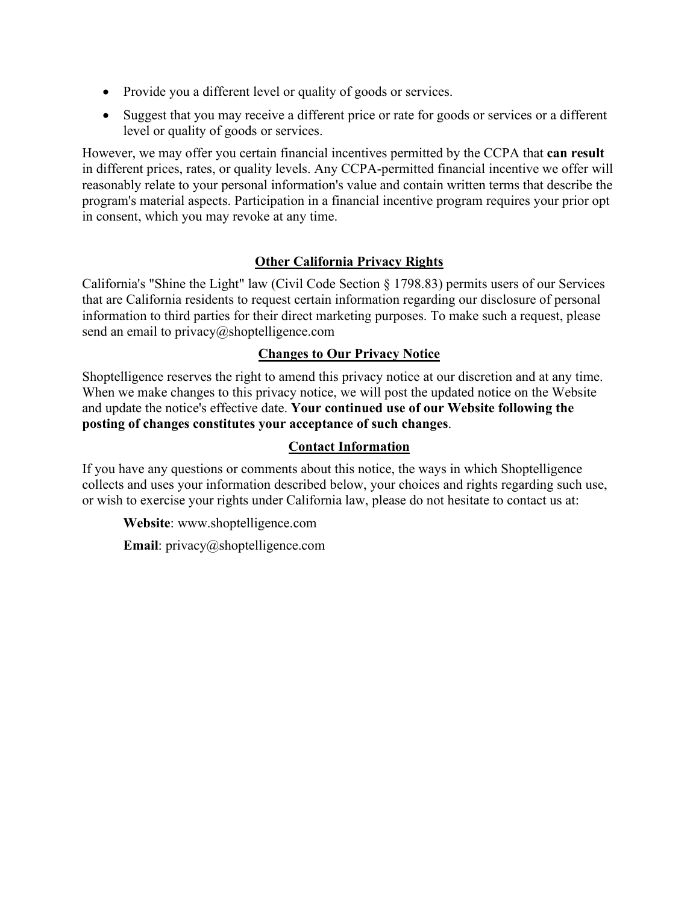- Provide you a different level or quality of goods or services.
- Suggest that you may receive a different price or rate for goods or services or a different level or quality of goods or services.

However, we may offer you certain financial incentives permitted by the CCPA that **can result** in different prices, rates, or quality levels. Any CCPA-permitted financial incentive we offer will reasonably relate to your personal information's value and contain written terms that describe the program's material aspects. Participation in a financial incentive program requires your prior opt in consent, which you may revoke at any time.

## Other California Privacy Rights

California's "Shine the Light" law (Civil Code Section § 1798.83) permits users of our Services that are California residents to request certain information regarding our disclosure of personal information to third parties for their direct marketing purposes. To make such a request, please send an email to privacy@shoptelligence.com

## Changes to Our Privacy Notice

Shoptelligence reserves the right to amend this privacy notice at our discretion and at any time. When we make changes to this privacy notice, we will post the updated notice on the Website and update the notice's effective date. **Your continued use of our Website following the posting of changes constitutes your acceptance of such changes**.

## Contact Information

If you have any questions or comments about this notice, the ways in which Shoptelligence collects and uses your information described below, your choices and rights regarding such use, or wish to exercise your rights under California law, please do not hesitate to contact us at:

**Website**: www.shoptelligence.com

**Email**: privacy@shoptelligence.com